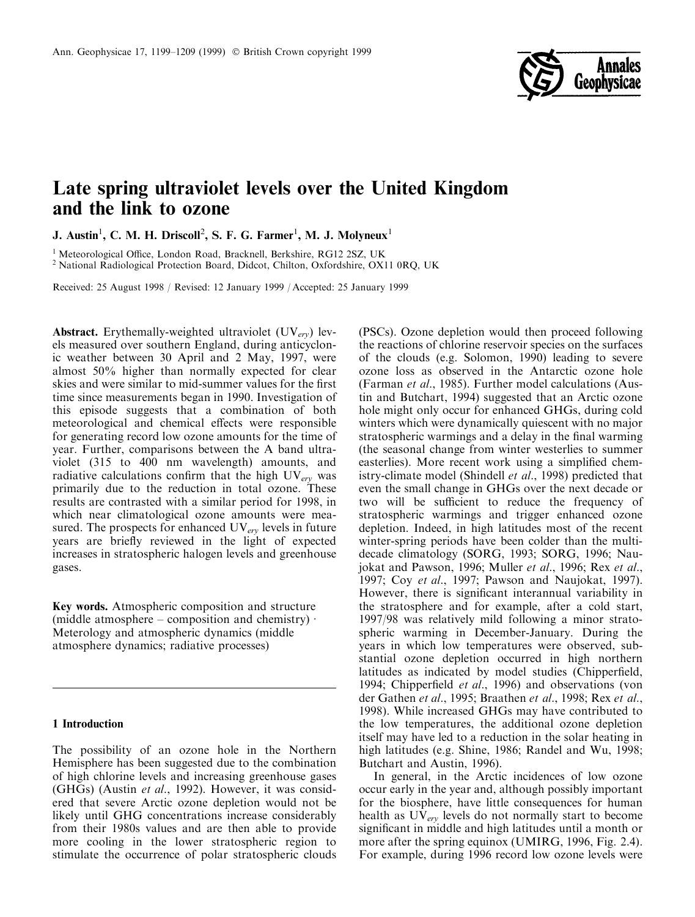# Late spring ultraviolet levels over the United Kingdom and the link to ozone

J. Austin[1], C. M. H. Driscoll[2], S. F. G. Farmer[1], M. J. Molyneux[1]

[1] Meteorological Office, London Road, Bracknell, Berkshire, RG12 2SZ, UK
[2] National Radiological Protection Board, Didcot, Chilton, Oxfordshire, OX11 0RQ, UK

Received: 25 August 1998 / Revised: 12 January 1999 / Accepted: 25 January 1999

**Abstract.** Erythemally-weighted ultraviolet ($UV_{ery}$) levels measured over southern England, during anticyclonic weather between 30 April and 2 May, 1997, were almost 50% higher than normally expected for clear skies and were similar to mid-summer values for the first time since measurements began in 1990. Investigation of this episode suggests that a combination of both meteorological and chemical effects were responsible for generating record low ozone amounts for the time of year. Further, comparisons between the A band ultraviolet (315 to 400 nm wavelength) amounts, and radiative calculations confirm that the high $UV_{ery}$ was primarily due to the reduction in total ozone. These results are contrasted with a similar period for 1998, in which near climatological ozone amounts were measured. The prospects for enhanced $UV_{ery}$ levels in future years are briefly reviewed in the light of expected increases in stratospheric halogen levels and greenhouse gases.

**Key words.** Atmospheric composition and structure (middle atmosphere – composition and chemistry) · Meterology and atmospheric dynamics (middle atmosphere dynamics; radiative processes)

## 1 Introduction

The possibility of an ozone hole in the Northern Hemisphere has been suggested due to the combination of high chlorine levels and increasing greenhouse gases (GHGs) (Austin *et al.*, 1992). However, it was considered that severe Arctic ozone depletion would not be likely until GHG concentrations increase considerably from their 1980s values and are then able to provide more cooling in the lower stratospheric region to stimulate the occurrence of polar stratospheric clouds (PSCs). Ozone depletion would then proceed following the reactions of chlorine reservoir species on the surfaces of the clouds (e.g. Solomon, 1990) leading to severe ozone loss as observed in the Antarctic ozone hole (Farman *et al.*, 1985). Further model calculations (Austin and Butchart, 1994) suggested that an Arctic ozone hole might only occur for enhanced GHGs, during cold winters which were dynamically quiescent with no major stratospheric warmings and a delay in the final warming (the seasonal change from winter westerlies to summer easterlies). More recent work using a simplified chemistry-climate model (Shindell *et al.*, 1998) predicted that even the small change in GHGs over the next decade or two will be sufficient to reduce the frequency of stratospheric warmings and trigger enhanced ozone depletion. Indeed, in high latitudes most of the recent winter-spring periods have been colder than the multi-decade climatology (SORG, 1993; SORG, 1996; Naujokat and Pawson, 1996; Muller *et al.*, 1996; Rex *et al.*, 1997; Coy *et al.*, 1997; Pawson and Naujokat, 1997). However, there is significant interannual variability in the stratosphere and for example, after a cold start, 1997/98 was relatively mild following a minor stratospheric warming in December-January. During the years in which low temperatures were observed, substantial ozone depletion occurred in high northern latitudes as indicated by model studies (Chipperfield, 1994; Chipperfield *et al.*, 1996) and observations (von der Gathen *et al.*, 1995; Braathen *et al.*, 1998; Rex *et al.*, 1998). While increased GHGs may have contributed to the low temperatures, the additional ozone depletion itself may have led to a reduction in the solar heating in high latitudes (e.g. Shine, 1986; Randel and Wu, 1998; Butchart and Austin, 1996).

In general, in the Arctic incidences of low ozone occur early in the year and, although possibly important for the biosphere, have little consequences for human health as $UV_{ery}$ levels do not normally start to become significant in middle and high latitudes until a month or more after the spring equinox (UMIRG, 1996, Fig. 2.4). For example, during 1996 record low ozone levels were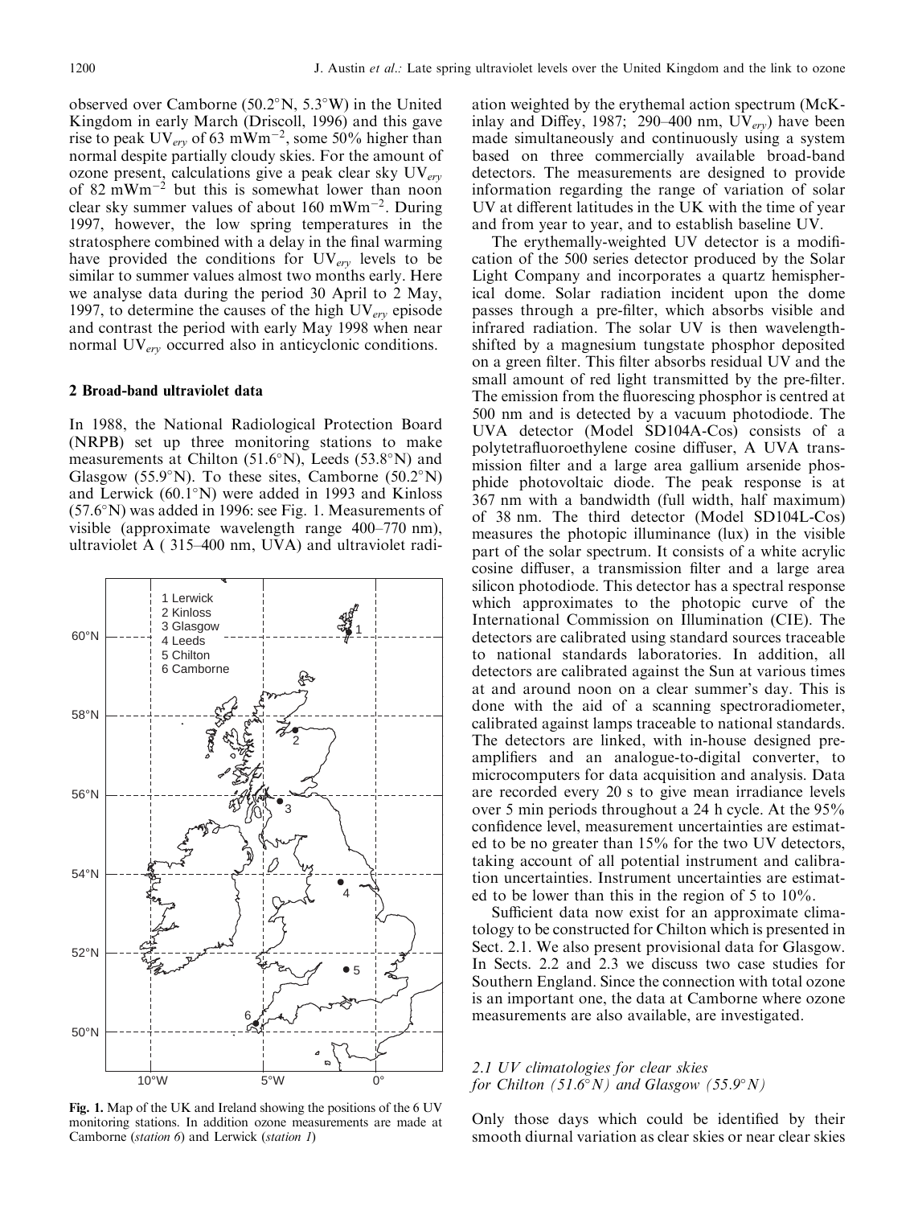observed over Camborne (50.2°N, 5.3°W) in the United Kingdom in early March (Driscoll, 1996) and this gave rise to peak $UV_{ery}$ of 63 $mWm^{-2}$, some 50% higher than normal despite partially cloudy skies. For the amount of ozone present, calculations give a peak clear sky $UV_{ery}$ of 82 $mWm^{-2}$ but this is somewhat lower than noon clear sky summer values of about 160 $mWm^{-2}$. During 1997, however, the low spring temperatures in the stratosphere combined with a delay in the final warming have provided the conditions for $UV_{ery}$ levels to be similar to summer values almost two months early. Here we analyse data during the period 30 April to 2 May, 1997, to determine the causes of the high $UV_{ery}$ episode and contrast the period with early May 1998 when near normal $UV_{ery}$ occurred also in anticyclonic conditions.

## 2 Broad-band ultraviolet data

In 1988, the National Radiological Protection Board (NRPB) set up three monitoring stations to make measurements at Chilton (51.6°N), Leeds (53.8°N) and Glasgow (55.9°N). To these sites, Camborne (50.2°N) and Lerwick (60.1°N) were added in 1993 and Kinloss (57.6°N) was added in 1996: see Fig. 1. Measurements of visible (approximate wavelength range 400–770 nm), ultraviolet A ( 315–400 nm, UVA) and ultraviolet radiation weighted by the erythemal action spectrum (McKinlay and Diffey, 1987; 290–400 nm, $UV_{ery}$) have been made simultaneously and continuously using a system based on three commercially available broad-band detectors. The measurements are designed to provide information regarding the range of variation of solar UV at different latitudes in the UK with the time of year and from year to year, and to establish baseline UV.

1 Lerwick
2 Kinloss
3 Glasgow
4 Leeds
5 Chilton
6 Camborne

60°N
58°N
56°N
54°N
52°N
50°N
10°W
5°W
0°

Fig. 1. Map of the UK and Ireland showing the positions of the 6 UV monitoring stations. In addition ozone measurements are made at Camborne (*station 6*) and Lerwick (*station 1*)

The erythemally-weighted UV detector is a modification of the 500 series detector produced by the Solar Light Company and incorporates a quartz hemispherical dome. Solar radiation incident upon the dome passes through a pre-filter, which absorbs visible and infrared radiation. The solar UV is then wavelength-shifted by a magnesium tungstate phosphor deposited on a green filter. This filter absorbs residual UV and the small amount of red light transmitted by the pre-filter. The emission from the fluorescing phosphor is centred at 500 nm and is detected by a vacuum photodiode. The UVA detector (Model SD104A-Cos) consists of a polytetrafluoroethylene cosine diffuser, A UVA transmission filter and a large area gallium arsenide phosphide photovoltaic diode. The peak response is at 367 nm with a bandwidth (full width, half maximum) of 38 nm. The third detector (Model SD104L-Cos) measures the photopic illuminance (lux) in the visible part of the solar spectrum. It consists of a white acrylic cosine diffuser, a transmission filter and a large area silicon photodiode. This detector has a spectral response which approximates to the photopic curve of the International Commission on Illumination (CIE). The detectors are calibrated using standard sources traceable to national standards laboratories. In addition, all detectors are calibrated against the Sun at various times at and around noon on a clear summer's day. This is done with the aid of a scanning spectroradiometer, calibrated against lamps traceable to national standards. The detectors are linked, with in-house designed pre-amplifiers and an analogue-to-digital converter, to microcomputers for data acquisition and analysis. Data are recorded every 20 s to give mean irradiance levels over 5 min periods throughout a 24 h cycle. At the 95% confidence level, measurement uncertainties are estimated to be no greater than 15% for the two UV detectors, taking account of all potential instrument and calibration uncertainties. Instrument uncertainties are estimated to be lower than this in the region of 5 to 10%.

Sufficient data now exist for an approximate climatology to be constructed for Chilton which is presented in Sect. 2.1. We also present provisional data for Glasgow. In Sects. 2.2 and 2.3 we discuss two case studies for Southern England. Since the connection with total ozone is an important one, the data at Camborne where ozone measurements are also available, are investigated.

### *2.1 UV climatologies for clear skies for Chilton (51.6°N) and Glasgow (55.9°N)*

Only those days which could be identified by their smooth diurnal variation as clear skies or near clear skies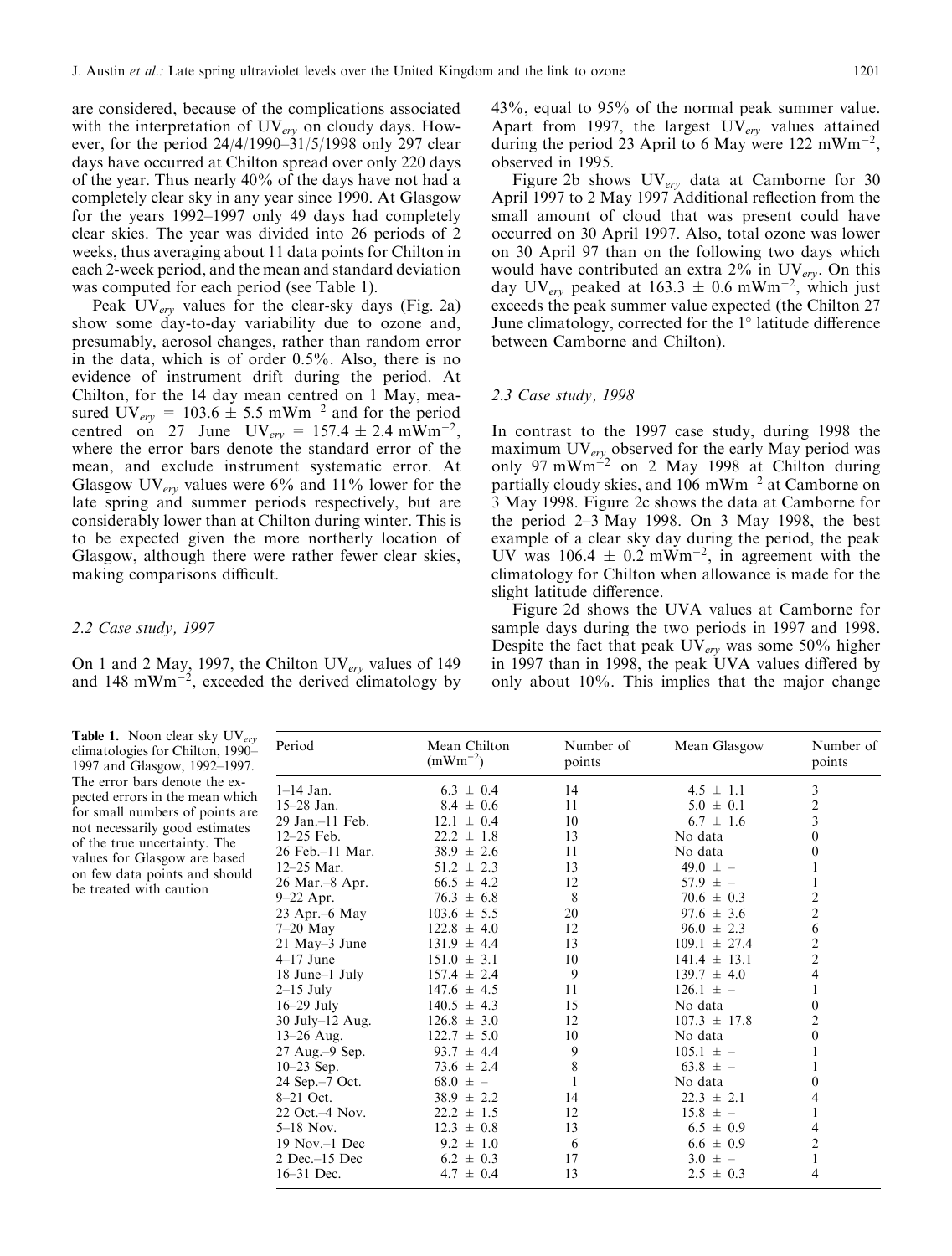are considered, because of the complications associated with the interpretation of $UV_{ery}$ on cloudy days. However, for the period 24/4/1990–31/5/1998 only 297 clear days have occurred at Chilton spread over only 220 days of the year. Thus nearly 40% of the days have not had a completely clear sky in any year since 1990. At Glasgow for the years 1992–1997 only 49 days had completely clear skies. The year was divided into 26 periods of 2 weeks, thus averaging about 11 data points for Chilton in each 2-week period, and the mean and standard deviation was computed for each period (see Table 1).

Peak $UV_{ery}$ values for the clear-sky days (Fig. 2a) show some day-to-day variability due to ozone and, presumably, aerosol changes, rather than random error in the data, which is of order 0.5%. Also, there is no evidence of instrument drift during the period. At Chilton, for the 14 day mean centred on 1 May, measured $UV_{ery}$ = 103.6 ± 5.5 $mWm^{-2}$ and for the period centred on 27 June $UV_{ery}$ = 157.4 ± 2.4 $mWm^{-2}$, where the error bars denote the standard error of the mean, and exclude instrument systematic error. At Glasgow $UV_{ery}$ values were 6% and 11% lower for the late spring and summer periods respectively, but are considerably lower than at Chilton during winter. This is to be expected given the more northerly location of Glasgow, although there were rather fewer clear skies, making comparisons difficult.

### 2.2 Case study, 1997

On 1 and 2 May, 1997, the Chilton $UV_{ery}$ values of 149 and 148 $mWm^{-2}$, exceeded the derived climatology by 43%, equal to 95% of the normal peak summer value. Apart from 1997, the largest $UV_{ery}$ values attained during the period 23 April to 6 May were 122 $mWm^{-2}$, observed in 1995.

Figure 2b shows $UV_{ery}$ data at Camborne for 30 April 1997 to 2 May 1997 Additional reflection from the small amount of cloud that was present could have occurred on 30 April 1997. Also, total ozone was lower on 30 April 97 than on the following two days which would have contributed an extra 2% in $UV_{ery}$. On this day $UV_{ery}$ peaked at 163.3 ± 0.6 $mWm^{-2}$, which just exceeds the peak summer value expected (the Chilton 27 June climatology, corrected for the 1° latitude difference between Camborne and Chilton).

### 2.3 Case study, 1998

In contrast to the 1997 case study, during 1998 the maximum $UV_{ery}$ observed for the early May period was only 97 $mWm^{-2}$ on 2 May 1998 at Chilton during partially cloudy skies, and 106 $mWm^{-2}$ at Camborne on 3 May 1998. Figure 2c shows the data at Camborne for the period 2–3 May 1998. On 3 May 1998, the best example of a clear sky day during the period, the peak UV was 106.4 ± 0.2 $mWm^{-2}$, in agreement with the climatology for Chilton when allowance is made for the slight latitude difference.

Figure 2d shows the UVA values at Camborne for sample days during the two periods in 1997 and 1998. Despite the fact that peak $UV_{ery}$ was some 50% higher in 1997 than in 1998, the peak UVA values differed by only about 10%. This implies that the major change

**Table 1.** Noon clear sky $UV_{ery}$ climatologies for Chilton, 1990–1997 and Glasgow, 1992–1997. The error bars denote the expected errors in the mean which for small numbers of points are not necessarily good estimates of the true uncertainty. The values for Glasgow are based on few data points and should be treated with caution

| Period | Mean Chilton ($mWm^{-2}$) | Number of points | Mean Glasgow | Number of points |
|---|---|---|---|---|
| 1–14 Jan. | 6.3 ± 0.4 | 14 | 4.5 ± 1.1 | 3 |
| 15–28 Jan. | 8.4 ± 0.6 | 11 | 5.0 ± 0.1 | 2 |
| 29 Jan.–11 Feb. | 12.1 ± 0.4 | 10 | 6.7 ± 1.6 | 3 |
| 12–25 Feb. | 22.2 ± 1.8 | 13 | No data | 0 |
| 26 Feb.–11 Mar. | 38.9 ± 2.6 | 11 | No data | 0 |
| 12–25 Mar. | 51.2 ± 2.3 | 13 | 49.0 ± – | 1 |
| 26 Mar.–8 Apr. | 66.5 ± 4.2 | 12 | 57.9 ± – | 1 |
| 9–22 Apr. | 76.3 ± 6.8 | 8 | 70.6 ± 0.3 | 2 |
| 23 Apr.–6 May | 103.6 ± 5.5 | 20 | 97.6 ± 3.6 | 2 |
| 7–20 May | 122.8 ± 4.0 | 12 | 96.0 ± 2.3 | 6 |
| 21 May–3 June | 131.9 ± 4.4 | 13 | 109.1 ± 27.4 | 2 |
| 4–17 June | 151.0 ± 3.1 | 10 | 141.4 ± 13.1 | 2 |
| 18 June–1 July | 157.4 ± 2.4 | 9 | 139.7 ± 4.0 | 4 |
| 2–15 July | 147.6 ± 4.5 | 11 | 126.1 ± – | 1 |
| 16–29 July | 140.5 ± 4.3 | 15 | No data | 0 |
| 30 July–12 Aug. | 126.8 ± 3.0 | 12 | 107.3 ± 17.8 | 2 |
| 13–26 Aug. | 122.7 ± 5.0 | 10 | No data | 0 |
| 27 Aug.–9 Sep. | 93.7 ± 4.4 | 9 | 105.1 ± – | 1 |
| 10–23 Sep. | 73.6 ± 2.4 | 8 | 63.8 ± – | 1 |
| 24 Sep.–7 Oct. | 68.0 ± – | 1 | No data | 0 |
| 8–21 Oct. | 38.9 ± 2.2 | 14 | 22.3 ± 2.1 | 4 |
| 22 Oct.–4 Nov. | 22.2 ± 1.5 | 12 | 15.8 ± – | 1 |
| 5–18 Nov. | 12.3 ± 0.8 | 13 | 6.5 ± 0.9 | 4 |
| 19 Nov.–1 Dec | 9.2 ± 1.0 | 6 | 6.6 ± 0.9 | 2 |
| 2 Dec.–15 Dec | 6.2 ± 0.3 | 17 | 3.0 ± – | 1 |
| 16–31 Dec. | 4.7 ± 0.4 | 13 | 2.5 ± 0.3 | 4 |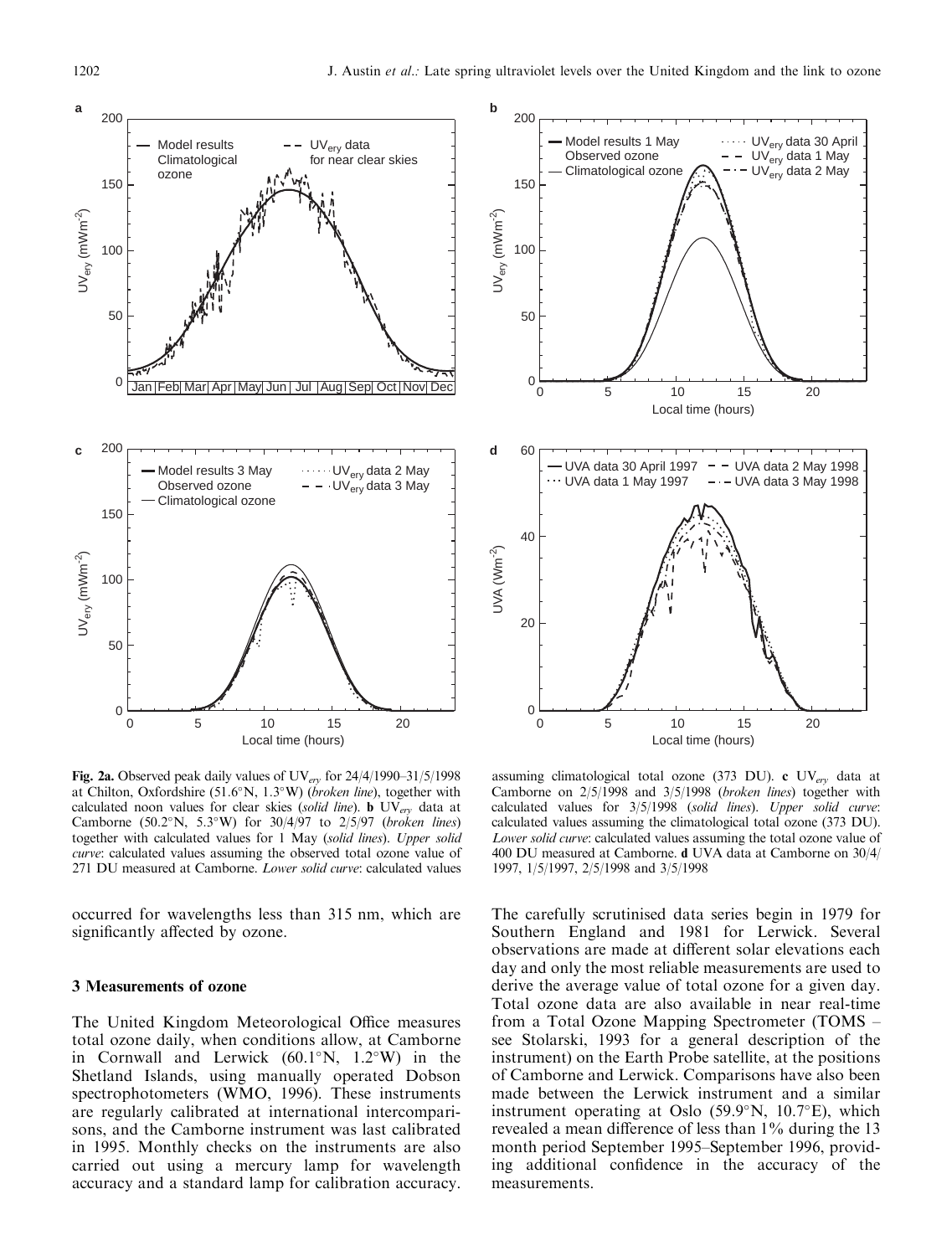a

200

150

100

50

0

$UV_{ery}$ (mWm$^{-2}$)

Model results Climatological ozone

$UV_{ery}$ data for near clear skies

Jan Feb Mar Apr May Jun Jul Aug Sep Oct Nov Dec

b

200

150

100

50

0

$UV_{ery}$ (mWm$^{-2}$)

Model results 1 May Observed ozone

Climatological ozone

$UV_{ery}$ data 30 April

$UV_{ery}$ data 1 May

$UV_{ery}$ data 2 May

0 5 10 15 20

Local time (hours)

c

200

150

100

50

0

$UV_{ery}$ (mWm$^{-2}$)

Model results 3 May Observed ozone

Climatological ozone

$UV_{ery}$ data 2 May

$UV_{ery}$ data 3 May

0 5 10 15 20

Local time (hours)

d

60

40

20

0

UVA (Wm$^{-2}$)

UVA data 30 April 1997

UVA data 1 May 1997

UVA data 2 May 1998

UVA data 3 May 1998

0 5 10 15 20

Local time (hours)

**Fig. 2a.** Observed peak daily values of $UV_{ery}$ for 24/4/1990–31/5/1998 at Chilton, Oxfordshire (51.6°N, 1.3°W) (*broken line*), together with calculated noon values for clear skies (*solid line*). **b** $UV_{ery}$ data at Camborne (50.2°N, 5.3°W) for 30/4/97 to 2/5/97 (*broken lines*) together with calculated values for 1 May (*solid lines*). *Upper solid curve*: calculated values assuming the observed total ozone value of 271 DU measured at Camborne. *Lower solid curve*: calculated values assuming climatological total ozone (373 DU). **c** $UV_{ery}$ data at Camborne on 2/5/1998 and 3/5/1998 (*broken lines*) together with calculated values for 3/5/1998 (*solid lines*). *Upper solid curve*: calculated values assuming the climatological total ozone (373 DU). *Lower solid curve*: calculated values assuming the total ozone value of 400 DU measured at Camborne. **d** UVA data at Camborne on 30/4/1997, 1/5/1997, 2/5/1998 and 3/5/1998

occurred for wavelengths less than 315 nm, which are significantly affected by ozone.

## 3 Measurements of ozone

The United Kingdom Meteorological Office measures total ozone daily, when conditions allow, at Camborne in Cornwall and Lerwick (60.1°N, 1.2°W) in the Shetland Islands, using manually operated Dobson spectrophotometers (WMO, 1996). These instruments are regularly calibrated at international intercomparisons, and the Camborne instrument was last calibrated in 1995. Monthly checks on the instruments are also carried out using a mercury lamp for wavelength accuracy and a standard lamp for calibration accuracy. The carefully scrutinised data series begin in 1979 for Southern England and 1981 for Lerwick. Several observations are made at different solar elevations each day and only the most reliable measurements are used to derive the average value of total ozone for a given day. Total ozone data are also available in near real-time from a Total Ozone Mapping Spectrometer (TOMS – see Stolarski, 1993 for a general description of the instrument) on the Earth Probe satellite, at the positions of Camborne and Lerwick. Comparisons have also been made between the Lerwick instrument and a similar instrument operating at Oslo (59.9°N, 10.7°E), which revealed a mean difference of less than 1% during the 13 month period September 1995–September 1996, providing additional confidence in the accuracy of the measurements.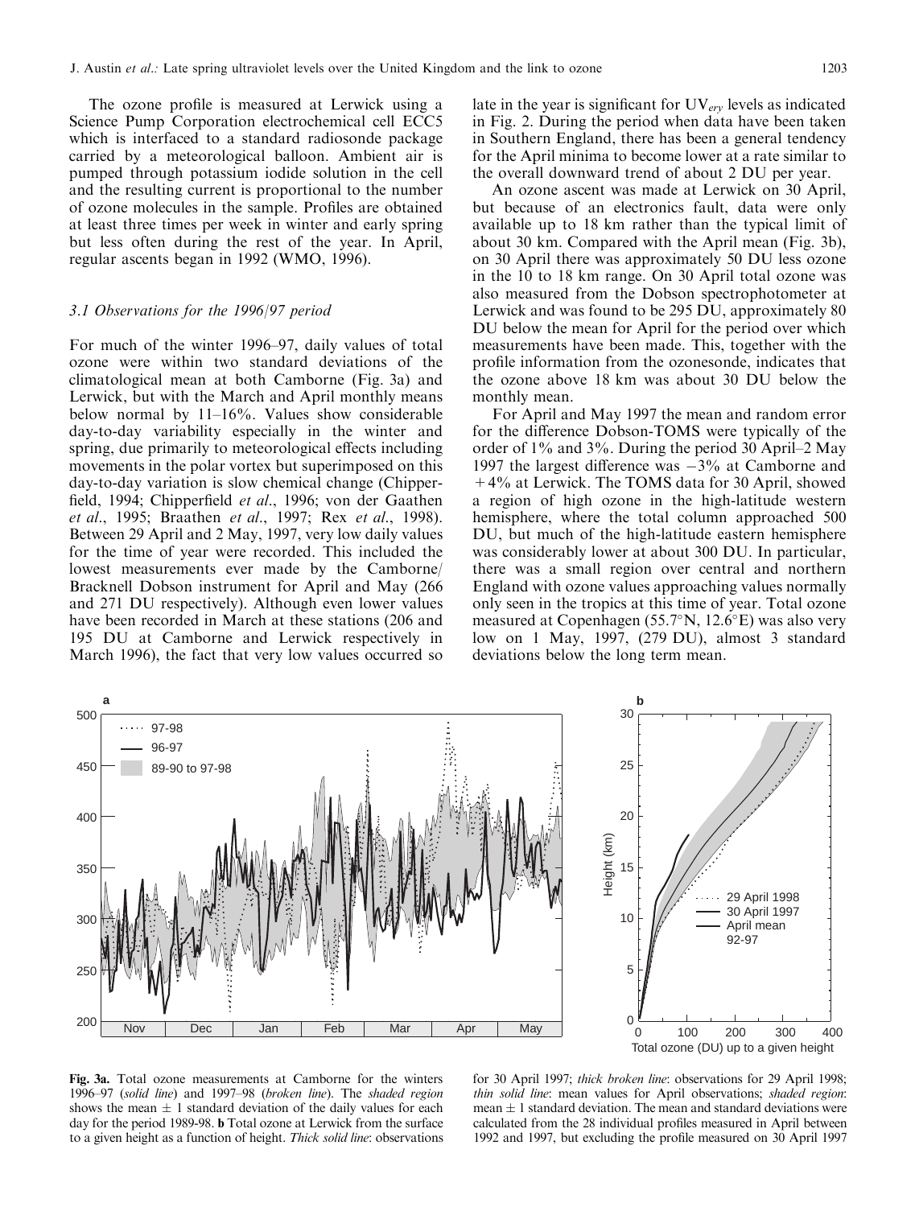The ozone profile is measured at Lerwick using a Science Pump Corporation electrochemical cell ECC5 which is interfaced to a standard radiosonde package carried by a meteorological balloon. Ambient air is pumped through potassium iodide solution in the cell and the resulting current is proportional to the number of ozone molecules in the sample. Profiles are obtained at least three times per week in winter and early spring but less often during the rest of the year. In April, regular ascents began in 1992 (WMO, 1996).

### 3.1 Observations for the 1996/97 period

For much of the winter 1996–97, daily values of total ozone were within two standard deviations of the climatological mean at both Camborne (Fig. 3a) and Lerwick, but with the March and April monthly means below normal by 11–16%. Values show considerable day-to-day variability especially in the winter and spring, due primarily to meteorological effects including movements in the polar vortex but superimposed on this day-to-day variation is slow chemical change (Chipperfield, 1994; Chipperfield *et al*., 1996; von der Gaathen *et al*., 1995; Braathen *et al*., 1997; Rex *et al*., 1998). Between 29 April and 2 May, 1997, very low daily values for the time of year were recorded. This included the lowest measurements ever made by the Camborne/Bracknell Dobson instrument for April and May (266 and 271 DU respectively). Although even lower values have been recorded in March at these stations (206 and 195 DU at Camborne and Lerwick respectively in March 1996), the fact that very low values occurred so late in the year is significant for $UV_{ery}$ levels as indicated in Fig. 2. During the period when data have been taken in Southern England, there has been a general tendency for the April minima to become lower at a rate similar to the overall downward trend of about 2 DU per year.

An ozone ascent was made at Lerwick on 30 April, but because of an electronics fault, data were only available up to 18 km rather than the typical limit of about 30 km. Compared with the April mean (Fig. 3b), on 30 April there was approximately 50 DU less ozone in the 10 to 18 km range. On 30 April total ozone was also measured from the Dobson spectrophotometer at Lerwick and was found to be 295 DU, approximately 80 DU below the mean for April for the period over which measurements have been made. This, together with the profile information from the ozonesonde, indicates that the ozone above 18 km was about 30 DU below the monthly mean.

For April and May 1997 the mean and random error for the difference Dobson-TOMS were typically of the order of 1% and 3%. During the period 30 April–2 May 1997 the largest difference was −3% at Camborne and +4% at Lerwick. The TOMS data for 30 April, showed a region of high ozone in the high-latitude western hemisphere, where the total column approached 500 DU, but much of the high-latitude eastern hemisphere was considerably lower at about 300 DU. In particular, there was a small region over central and northern England with ozone values approaching values normally only seen in the tropics at this time of year. Total ozone measured at Copenhagen (55.7°N, 12.6°E) was also very low on 1 May, 1997, (279 DU), almost 3 standard deviations below the long term mean.

a
97-98
96-97
89-90 to 97-98
500
450
400
350
300
250
200
Nov Dec Jan Feb Mar Apr May

b
Height (km)
30
25
20
15
10
5
0
29 April 1998
30 April 1997
April mean
92-97
0 100 200 300 400
Total ozone (DU) up to a given height

**Fig. 3a.** Total ozone measurements at Camborne for the winters 1996–97 (*solid line*) and 1997–98 (*broken line*). The *shaded region* shows the mean ± 1 standard deviation of the daily values for each day for the period 1989-98. **b** Total ozone at Lerwick from the surface to a given height as a function of height. *Thick solid line*: observations for 30 April 1997; *thick broken line*: observations for 29 April 1998; *thin solid line*: mean values for April observations; *shaded region*: mean ± 1 standard deviation. The mean and standard deviations were calculated from the 28 individual profiles measured in April between 1992 and 1997, but excluding the profile measured on 30 April 1997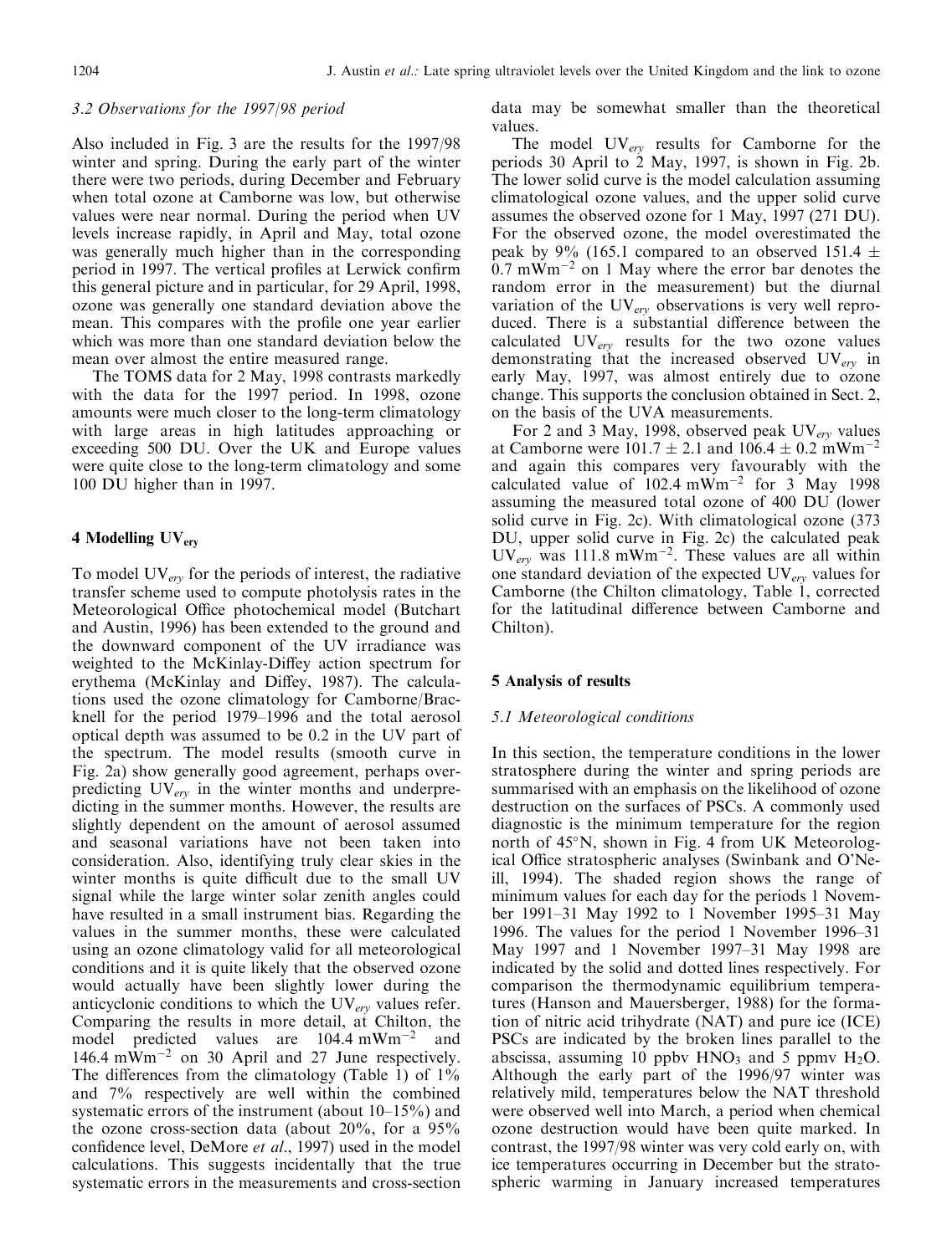### 3.2 Observations for the 1997/98 period

Also included in Fig. 3 are the results for the 1997/98 winter and spring. During the early part of the winter there were two periods, during December and February when total ozone at Camborne was low, but otherwise values were near normal. During the period when UV levels increase rapidly, in April and May, total ozone was generally much higher than in the corresponding period in 1997. The vertical profiles at Lerwick confirm this general picture and in particular, for 29 April, 1998, ozone was generally one standard deviation above the mean. This compares with the profile one year earlier which was more than one standard deviation below the mean over almost the entire measured range.

The TOMS data for 2 May, 1998 contrasts markedly with the data for the 1997 period. In 1998, ozone amounts were much closer to the long-term climatology with large areas in high latitudes approaching or exceeding 500 DU. Over the UK and Europe values were quite close to the long-term climatology and some 100 DU higher than in 1997.

## 4 Modelling $UV_{ery}$

To model $UV_{ery}$ for the periods of interest, the radiative transfer scheme used to compute photolysis rates in the Meteorological Office photochemical model (Butchart and Austin, 1996) has been extended to the ground and the downward component of the UV irradiance was weighted to the McKinlay-Diffey action spectrum for erythema (McKinlay and Diffey, 1987). The calculations used the ozone climatology for Camborne/Bracknell for the period 1979–1996 and the total aerosol optical depth was assumed to be 0.2 in the UV part of the spectrum. The model results (smooth curve in Fig. 2a) show generally good agreement, perhaps overpredicting $UV_{ery}$ in the winter months and underpredicting in the summer months. However, the results are slightly dependent on the amount of aerosol assumed and seasonal variations have not been taken into consideration. Also, identifying truly clear skies in the winter months is quite difficult due to the small UV signal while the large winter solar zenith angles could have resulted in a small instrument bias. Regarding the values in the summer months, these were calculated using an ozone climatology valid for all meteorological conditions and it is quite likely that the observed ozone would actually have been slightly lower during the anticyclonic conditions to which the $UV_{ery}$ values refer. Comparing the results in more detail, at Chilton, the model predicted values are 104.4 $mWm^{-2}$ and 146.4 $mWm^{-2}$ on 30 April and 27 June respectively. The differences from the climatology (Table 1) of 1% and 7% respectively are well within the combined systematic errors of the instrument (about 10–15%) and the ozone cross-section data (about 20%, for a 95% confidence level, DeMore *et al*., 1997) used in the model calculations. This suggests incidentally that the true systematic errors in the measurements and cross-section data may be somewhat smaller than the theoretical values.

The model $UV_{ery}$ results for Camborne for the periods 30 April to 2 May, 1997, is shown in Fig. 2b. The lower solid curve is the model calculation assuming climatological ozone values, and the upper solid curve assumes the observed ozone for 1 May, 1997 (271 DU). For the observed ozone, the model overestimated the peak by 9% (165.1 compared to an observed 151.4 $\pm$ 0.7 $mWm^{-2}$ on 1 May where the error bar denotes the random error in the measurement) but the diurnal variation of the $UV_{ery}$ observations is very well reproduced. There is a substantial difference between the calculated $UV_{ery}$ results for the two ozone values demonstrating that the increased observed $UV_{ery}$ in early May, 1997, was almost entirely due to ozone change. This supports the conclusion obtained in Sect. 2, on the basis of the UVA measurements.

For 2 and 3 May, 1998, observed peak $UV_{ery}$ values at Camborne were 101.7 $\pm$ 2.1 and 106.4 $\pm$ 0.2 $mWm^{-2}$ and again this compares very favourably with the calculated value of 102.4 $mWm^{-2}$ for 3 May 1998 assuming the measured total ozone of 400 DU (lower solid curve in Fig. 2c). With climatological ozone (373 DU, upper solid curve in Fig. 2c) the calculated peak $UV_{ery}$ was 111.8 $mWm^{-2}$. These values are all within one standard deviation of the expected $UV_{ery}$ values for Camborne (the Chilton climatology, Table 1, corrected for the latitudinal difference between Camborne and Chilton).

## 5 Analysis of results

### 5.1 Meteorological conditions

In this section, the temperature conditions in the lower stratosphere during the winter and spring periods are summarised with an emphasis on the likelihood of ozone destruction on the surfaces of PSCs. A commonly used diagnostic is the minimum temperature for the region north of 45°N, shown in Fig. 4 from UK Meteorological Office stratospheric analyses (Swinbank and O'Neill, 1994). The shaded region shows the range of minimum values for each day for the periods 1 November 1991–31 May 1992 to 1 November 1995–31 May 1996. The values for the period 1 November 1996–31 May 1997 and 1 November 1997–31 May 1998 are indicated by the solid and dotted lines respectively. For comparison the thermodynamic equilibrium temperatures (Hanson and Mauersberger, 1988) for the formation of nitric acid trihydrate (NAT) and pure ice (ICE) PSCs are indicated by the broken lines parallel to the abscissa, assuming 10 ppbv $HNO_3$ and 5 ppmv $H_2O$. Although the early part of the 1996/97 winter was relatively mild, temperatures below the NAT threshold were observed well into March, a period when chemical ozone destruction would have been quite marked. In contrast, the 1997/98 winter was very cold early on, with ice temperatures occurring in December but the stratospheric warming in January increased temperatures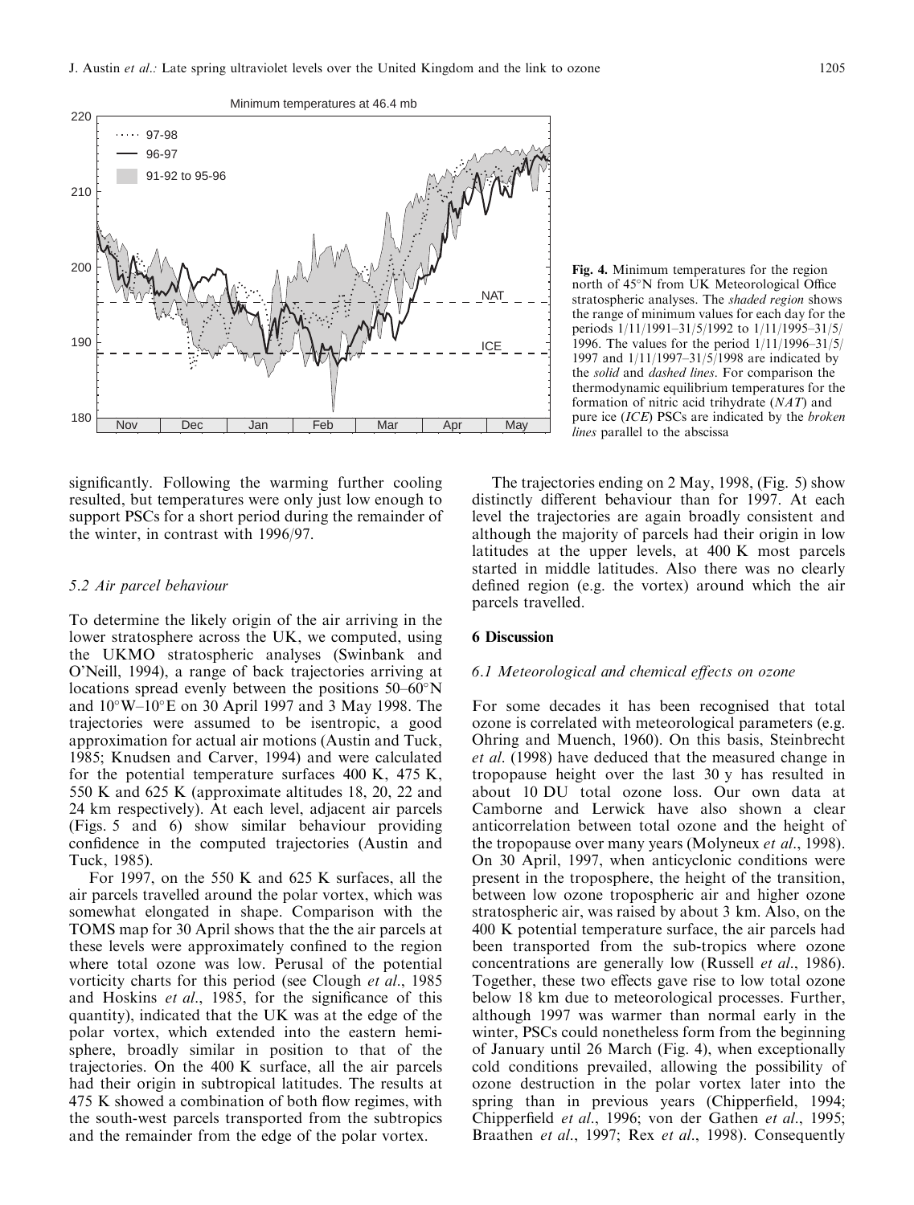Minimum temperatures at 46.4 mb

97-98

96-97

91-92 to 95-96

220

210

200

190

180

NAT

ICE

Nov Dec Jan Feb Mar Apr May

**Fig. 4.** Minimum temperatures for the region north of 45°N from UK Meteorological Office stratospheric analyses. The *shaded region* shows the range of minimum values for each day for the periods 1/11/1991–31/5/1992 to 1/11/1995–31/5/1996. The values for the period 1/11/1996–31/5/1997 and 1/11/1997–31/5/1998 are indicated by the *solid* and *dashed lines*. For comparison the thermodynamic equilibrium temperatures for the formation of nitric acid trihydrate (*NAT*) and pure ice (*ICE*) PSCs are indicated by the *broken lines* parallel to the abscissa

significantly. Following the warming further cooling resulted, but temperatures were only just low enough to support PSCs for a short period during the remainder of the winter, in contrast with 1996/97.

### 5.2 Air parcel behaviour

To determine the likely origin of the air arriving in the lower stratosphere across the UK, we computed, using the UKMO stratospheric analyses (Swinbank and O'Neill, 1994), a range of back trajectories arriving at locations spread evenly between the positions 50–60°N and 10°W–10°E on 30 April 1997 and 3 May 1998. The trajectories were assumed to be isentropic, a good approximation for actual air motions (Austin and Tuck, 1985; Knudsen and Carver, 1994) and were calculated for the potential temperature surfaces 400 K, 475 K, 550 K and 625 K (approximate altitudes 18, 20, 22 and 24 km respectively). At each level, adjacent air parcels (Figs. 5 and 6) show similar behaviour providing confidence in the computed trajectories (Austin and Tuck, 1985).

For 1997, on the 550 K and 625 K surfaces, all the air parcels travelled around the polar vortex, which was somewhat elongated in shape. Comparison with the TOMS map for 30 April shows that the the air parcels at these levels were approximately confined to the region where total ozone was low. Perusal of the potential vorticity charts for this period (see Clough *et al*., 1985 and Hoskins *et al*., 1985, for the significance of this quantity), indicated that the UK was at the edge of the polar vortex, which extended into the eastern hemisphere, broadly similar in position to that of the trajectories. On the 400 K surface, all the air parcels had their origin in subtropical latitudes. The results at 475 K showed a combination of both flow regimes, with the south-west parcels transported from the subtropics and the remainder from the edge of the polar vortex.

The trajectories ending on 2 May, 1998, (Fig. 5) show distinctly different behaviour than for 1997. At each level the trajectories are again broadly consistent and although the majority of parcels had their origin in low latitudes at the upper levels, at 400 K most parcels started in middle latitudes. Also there was no clearly defined region (e.g. the vortex) around which the air parcels travelled.

## 6 Discussion

### 6.1 Meteorological and chemical effects on ozone

For some decades it has been recognised that total ozone is correlated with meteorological parameters (e.g. Ohring and Muench, 1960). On this basis, Steinbrecht *et al*. (1998) have deduced that the measured change in tropopause height over the last 30 y has resulted in about 10 DU total ozone loss. Our own data at Camborne and Lerwick have also shown a clear anticorrelation between total ozone and the height of the tropopause over many years (Molyneux *et al*., 1998). On 30 April, 1997, when anticyclonic conditions were present in the troposphere, the height of the transition, between low ozone tropospheric air and higher ozone stratospheric air, was raised by about 3 km. Also, on the 400 K potential temperature surface, the air parcels had been transported from the sub-tropics where ozone concentrations are generally low (Russell *et al*., 1986). Together, these two effects gave rise to low total ozone below 18 km due to meteorological processes. Further, although 1997 was warmer than normal early in the winter, PSCs could nonetheless form from the beginning of January until 26 March (Fig. 4), when exceptionally cold conditions prevailed, allowing the possibility of ozone destruction in the polar vortex later into the spring than in previous years (Chipperfield, 1994; Chipperfield *et al*., 1996; von der Gathen *et al*., 1995; Braathen *et al*., 1997; Rex *et al*., 1998). Consequently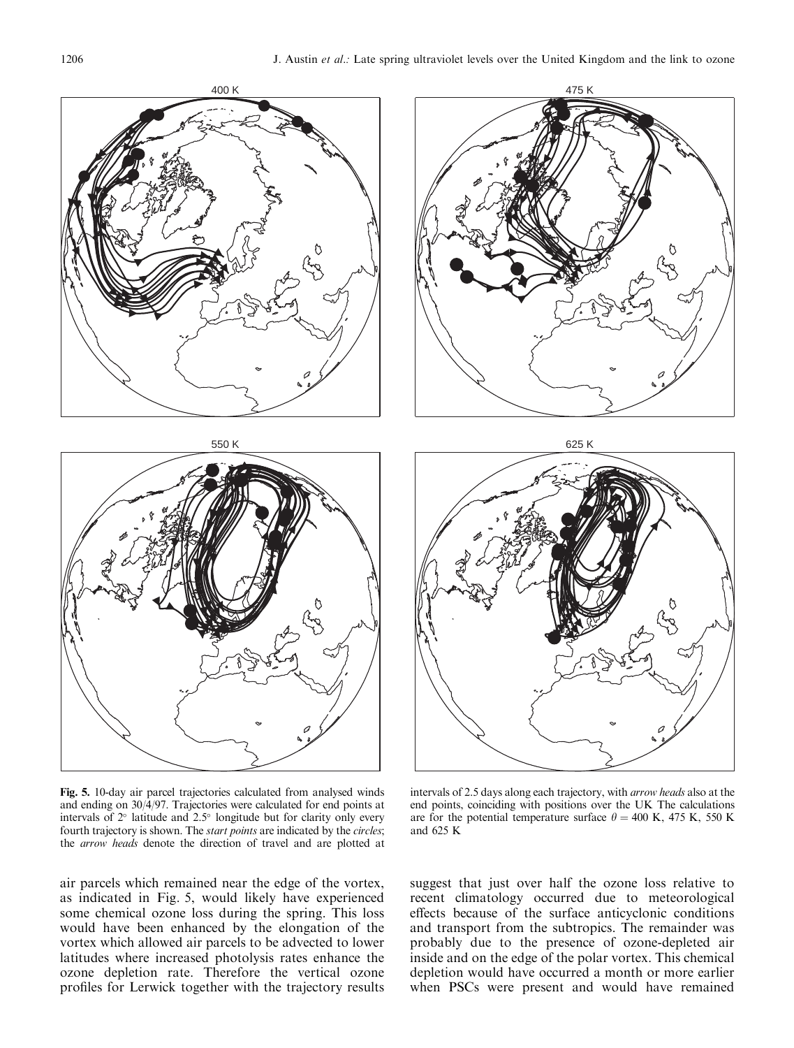400 K

475 K

550 K

625 K

**Fig. 5.** 10-day air parcel trajectories calculated from analysed winds and ending on 30/4/97. Trajectories were calculated for end points at intervals of 2° latitude and 2.5° longitude but for clarity only every fourth trajectory is shown. The *start points* are indicated by the *circles*; the *arrow heads* denote the direction of travel and are plotted at intervals of 2.5 days along each trajectory, with *arrow heads* also at the end points, coinciding with positions over the UK The calculations are for the potential temperature surface $\theta = 400$ K, 475 K, 550 K and 625 K

air parcels which remained near the edge of the vortex, as indicated in Fig. 5, would likely have experienced some chemical ozone loss during the spring. This loss would have been enhanced by the elongation of the vortex which allowed air parcels to be advected to lower latitudes where increased photolysis rates enhance the ozone depletion rate. Therefore the vertical ozone profiles for Lerwick together with the trajectory results suggest that just over half the ozone loss relative to recent climatology occurred due to meteorological effects because of the surface anticyclonic conditions and transport from the subtropics. The remainder was probably due to the presence of ozone-depleted air inside and on the edge of the polar vortex. This chemical depletion would have occurred a month or more earlier when PSCs were present and would have remained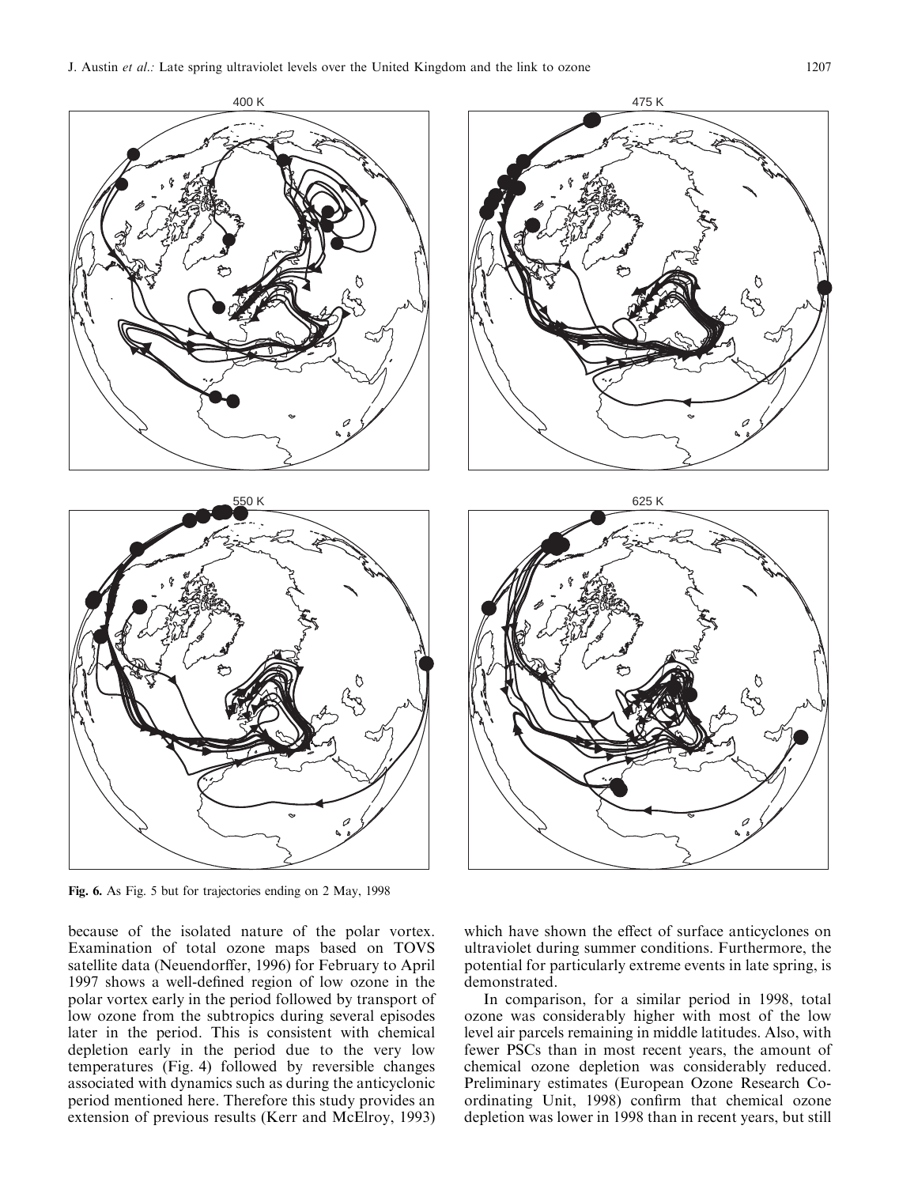400 K

475 K

550 K

625 K

**Fig. 6.** As Fig. 5 but for trajectories ending on 2 May, 1998

because of the isolated nature of the polar vortex. Examination of total ozone maps based on TOVS satellite data (Neuendorffer, 1996) for February to April 1997 shows a well-defined region of low ozone in the polar vortex early in the period followed by transport of low ozone from the subtropics during several episodes later in the period. This is consistent with chemical depletion early in the period due to the very low temperatures (Fig. 4) followed by reversible changes associated with dynamics such as during the anticyclonic period mentioned here. Therefore this study provides an extension of previous results (Kerr and McElroy, 1993) which have shown the effect of surface anticyclones on ultraviolet during summer conditions. Furthermore, the potential for particularly extreme events in late spring, is demonstrated.

In comparison, for a similar period in 1998, total ozone was considerably higher with most of the low level air parcels remaining in middle latitudes. Also, with fewer PSCs than in most recent years, the amount of chemical ozone depletion was considerably reduced. Preliminary estimates (European Ozone Research Coordinating Unit, 1998) confirm that chemical ozone depletion was lower in 1998 than in recent years, but still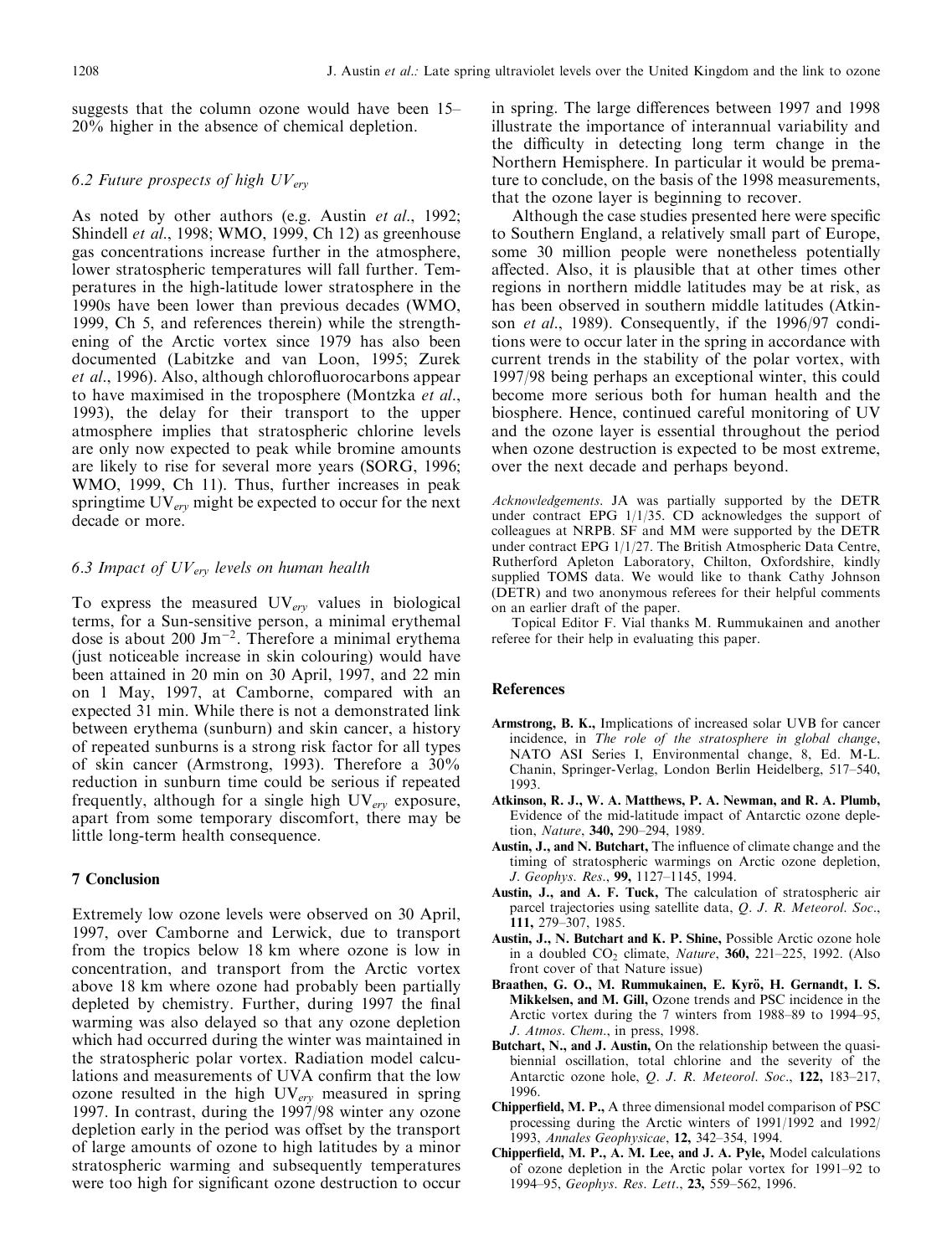suggests that the column ozone would have been 15–20% higher in the absence of chemical depletion.

### 6.2 Future prospects of high $UV_{ery}$

As noted by other authors (e.g. Austin *et al*., 1992; Shindell *et al*., 1998; WMO, 1999, Ch 12) as greenhouse gas concentrations increase further in the atmosphere, lower stratospheric temperatures will fall further. Temperatures in the high-latitude lower stratosphere in the 1990s have been lower than previous decades (WMO, 1999, Ch 5, and references therein) while the strengthening of the Arctic vortex since 1979 has also been documented (Labitzke and van Loon, 1995; Zurek *et al*., 1996). Also, although chlorofluorocarbons appear to have maximised in the troposphere (Montzka *et al*., 1993), the delay for their transport to the upper atmosphere implies that stratospheric chlorine levels are only now expected to peak while bromine amounts are likely to rise for several more years (SORG, 1996; WMO, 1999, Ch 11). Thus, further increases in peak springtime $UV_{ery}$ might be expected to occur for the next decade or more.

### 6.3 Impact of $UV_{ery}$ levels on human health

To express the measured $UV_{ery}$ values in biological terms, for a Sun-sensitive person, a minimal erythemal dose is about 200 $Jm^{-2}$. Therefore a minimal erythema (just noticeable increase in skin colouring) would have been attained in 20 min on 30 April, 1997, and 22 min on 1 May, 1997, at Camborne, compared with an expected 31 min. While there is not a demonstrated link between erythema (sunburn) and skin cancer, a history of repeated sunburns is a strong risk factor for all types of skin cancer (Armstrong, 1993). Therefore a 30% reduction in sunburn time could be serious if repeated frequently, although for a single high $UV_{ery}$ exposure, apart from some temporary discomfort, there may be little long-term health consequence.

## 7 Conclusion

Extremely low ozone levels were observed on 30 April, 1997, over Camborne and Lerwick, due to transport from the tropics below 18 km where ozone is low in concentration, and transport from the Arctic vortex above 18 km where ozone had probably been partially depleted by chemistry. Further, during 1997 the final warming was also delayed so that any ozone depletion which had occurred during the winter was maintained in the stratospheric polar vortex. Radiation model calculations and measurements of UVA confirm that the low ozone resulted in the high $UV_{ery}$ measured in spring 1997. In contrast, during the 1997/98 winter any ozone depletion early in the period was offset by the transport of large amounts of ozone to high latitudes by a minor stratospheric warming and subsequently temperatures were too high for significant ozone destruction to occur in spring. The large differences between 1997 and 1998 illustrate the importance of interannual variability and the difficulty in detecting long term change in the Northern Hemisphere. In particular it would be premature to conclude, on the basis of the 1998 measurements, that the ozone layer is beginning to recover.

Although the case studies presented here were specific to Southern England, a relatively small part of Europe, some 30 million people were nonetheless potentially affected. Also, it is plausible that at other times other regions in northern middle latitudes may be at risk, as has been observed in southern middle latitudes (Atkinson *et al*., 1989). Consequently, if the 1996/97 conditions were to occur later in the spring in accordance with current trends in the stability of the polar vortex, with 1997/98 being perhaps an exceptional winter, this could become more serious both for human health and the biosphere. Hence, continued careful monitoring of UV and the ozone layer is essential throughout the period when ozone destruction is expected to be most extreme, over the next decade and perhaps beyond.

*Acknowledgements*. JA was partially supported by the DETR under contract EPG 1/1/35. CD acknowledges the support of colleagues at NRPB. SF and MM were supported by the DETR under contract EPG 1/1/27. The British Atmospheric Data Centre, Rutherford Apleton Laboratory, Chilton, Oxfordshire, kindly supplied TOMS data. We would like to thank Cathy Johnson (DETR) and two anonymous referees for their helpful comments on an earlier draft of the paper.

Topical Editor F. Vial thanks M. Rummukainen and another referee for their help in evaluating this paper.

## References

**Armstrong, B. K.,** Implications of increased solar UVB for cancer incidence, in *The role of the stratosphere in global change*, NATO ASI Series I, Environmental change, 8, Ed. M-L. Chanin, Springer-Verlag, London Berlin Heidelberg, 517–540, 1993.

**Atkinson, R. J., W. A. Matthews, P. A. Newman, and R. A. Plumb,** Evidence of the mid-latitude impact of Antarctic ozone depletion, *Nature*, **340,** 290–294, 1989.

**Austin, J., and N. Butchart,** The influence of climate change and the timing of stratospheric warmings on Arctic ozone depletion, *J. Geophys. Res*., **99,** 1127–1145, 1994.

**Austin, J., and A. F. Tuck,** The calculation of stratospheric air parcel trajectories using satellite data, *Q. J. R. Meteorol. Soc*., **111,** 279–307, 1985.

**Austin, J., N. Butchart and K. P. Shine,** Possible Arctic ozone hole in a doubled $CO_2$ climate, *Nature*, **360,** 221–225, 1992. (Also front cover of that Nature issue)

**Braathen, G. O., M. Rummukainen, E. Kyrö, H. Gernandt, I. S. Mikkelsen, and M. Gill,** Ozone trends and PSC incidence in the Arctic vortex during the 7 winters from 1988–89 to 1994–95, *J. Atmos. Chem*., in press, 1998.

**Butchart, N., and J. Austin,** On the relationship between the quasi-biennial oscillation, total chlorine and the severity of the Antarctic ozone hole, *Q. J. R. Meteorol. Soc*., **122,** 183–217, 1996.

**Chipperfield, M. P.,** A three dimensional model comparison of PSC processing during the Arctic winters of 1991/1992 and 1992/1993, *Annales Geophysicae*, **12,** 342–354, 1994.

**Chipperfield, M. P., A. M. Lee, and J. A. Pyle,** Model calculations of ozone depletion in the Arctic polar vortex for 1991–92 to 1994–95, *Geophys. Res. Lett*., **23,** 559–562, 1996.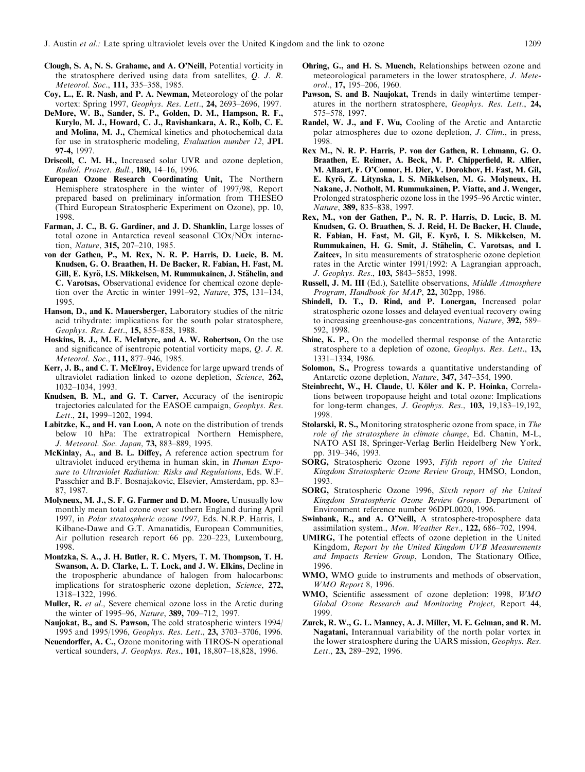**Clough, S. A, N. S. Grahame, and A. O'Neill,** Potential vorticity in the stratosphere derived using data from satellites, *Q. J. R. Meteorol. Soc.*, **111,** 335–358, 1985.

**Coy, L., E. R. Nash, and P. A. Newman,** Meteorology of the polar vortex: Spring 1997, *Geophys. Res. Lett.*, **24,** 2693–2696, 1997.

**DeMore, W. B., Sander, S. P., Golden, D. M., Hampson, R. F., Kurylo, M. J., Howard, C. J., Ravishankara, A. R., Kolb, C. E. and Molina, M. J.,** Chemical kinetics and photochemical data for use in stratospheric modeling, *Evaluation number 12*, **JPL 97-4,** 1997.

**Driscoll, C. M. H.,** Increased solar UVR and ozone depletion, *Radiol. Protect. Bull.*, **180,** 14–16, 1996.

**European Ozone Research Coordinating Unit,** The Northern Hemisphere stratosphere in the winter of 1997/98, Report prepared based on preliminary information from THESEO (Third European Stratospheric Experiment on Ozone), pp. 10, 1998.

**Farman, J. C., B. G. Gardiner, and J. D. Shanklin,** Large losses of total ozone in Antarctica reveal seasonal ClOx/NOx interaction, *Nature*, **315,** 207–210, 1985.

**von der Gathen, P., M. Rex, N. R. P. Harris, D. Lucic, B. M. Knudsen, G. O. Braathen, H. De Backer, R. Fabian, H. Fast, M. Gill, E. Kyrö, I.S. Mikkelsen, M. Rummukainen, J. Stähelin, and C. Varotsas,** Observational evidence for chemical ozone depletion over the Arctic in winter 1991–92, *Nature*, **375,** 131–134, 1995.

**Hanson, D., and K. Mauersberger,** Laboratory studies of the nitric acid trihydrate: implications for the south polar stratosphere, *Geophys. Res. Lett.*, **15,** 855–858, 1988.

**Hoskins, B. J., M. E. McIntyre, and A. W. Robertson,** On the use and significance of isentropic potential vorticity maps, *Q. J. R. Meteorol. Soc.*, **111,** 877–946, 1985.

**Kerr, J. B., and C. T. McElroy,** Evidence for large upward trends of ultraviolet radiation linked to ozone depletion, *Science*, **262,** 1032–1034, 1993.

**Knudsen, B. M., and G. T. Carver,** Accuracy of the isentropic trajectories calculated for the EASOE campaign, *Geophys. Res. Lett.*, **21,** 1999–1202, 1994.

**Labitzke, K., and H. van Loon,** A note on the distribution of trends below 10 hPa: The extratropical Northern Hemisphere, *J. Meteorol. Soc. Japan*, **73,** 883–889, 1995.

**McKinlay, A., and B. L. Diffey,** A reference action spectrum for ultraviolet induced erythema in human skin, in *Human Exposure to Ultraviolet Radiation: Risks and Regulations*, Eds. W.F. Passchier and B.F. Bosnajakovic, Elsevier, Amsterdam, pp. 83–87, 1987.

**Molyneux, M. J., S. F. G. Farmer and D. M. Moore,** Unusually low monthly mean total ozone over southern England during April 1997, in *Polar stratospheric ozone 1997*, Eds. N.R.P. Harris, I. Kilbane-Dawe and G.T. Amanatidis, European Communities, Air pollution research report 66 pp. 220–223, Luxembourg, 1998.

**Montzka, S. A., J. H. Butler, R. C. Myers, T. M. Thompson, T. H. Swanson, A. D. Clarke, L. T. Lock, and J. W. Elkins,** Decline in the tropospheric abundance of halogen from halocarbons: implications for stratospheric ozone depletion, *Science*, **272,** 1318–1322, 1996.

**Muller, R.** *et al*., Severe chemical ozone loss in the Arctic during the winter of 1995–96, *Nature*, **389,** 709–712, 1997.

**Naujokat, B., and S. Pawson,** The cold stratospheric winters 1994/1995 and 1995/1996, *Geophys. Res. Lett.*, **23,** 3703–3706, 1996.

**Neuendorffer, A. C.,** Ozone monitoring with TIROS-N operational vertical sounders, *J. Geophys. Res.*, **101,** 18,807–18,828, 1996.

**Ohring, G., and H. S. Muench,** Relationships between ozone and meteorological parameters in the lower stratosphere, *J. Meteorol.*, **17,** 195–206, 1960.

**Pawson, S. and B. Naujokat,** Trends in daily wintertime temperatures in the northern stratosphere, *Geophys. Res. Lett.*, **24,** 575–578, 1997.

**Randel, W. J., and F. Wu,** Cooling of the Arctic and Antarctic polar atmospheres due to ozone depletion, *J. Clim.*, in press, 1998.

**Rex M., N. R. P. Harris, P. von der Gathen, R. Lehmann, G. O. Braathen, E. Reimer, A. Beck, M. P. Chipperfield, R. Alfier, M. Allaart, F. O'Connor, H. Dier, V. Dorokhov, H. Fast, M. Gil, E. Kyrö, Z. Litynska, I. S. Mikkelsen, M. G. Molyneux, H. Nakane, J. Notholt, M. Rummukainen, P. Viatte, and J. Wenger,** Prolonged stratospheric ozone loss in the 1995–96 Arctic winter, *Nature*, **389,** 835–838, 1997.

**Rex, M., von der Gathen, P., N. R. P. Harris, D. Lucic, B. M. Knudsen, G. O. Braathen, S. J. Reid, H. De Backer, H. Claude, R. Fabian, H. Fast, M. Gil, E. Kyrö, I. S. Mikkelsen, M. Rummukainen, H. G. Smit, J. Stähelin, C. Varotsas, and I. Zaitcev,** In situ measurements of stratospheric ozone depletion rates in the Arctic winter 1991/1992: A Lagrangian approach, *J. Geophys. Res.*, **103,** 5843–5853, 1998.

**Russell, J. M. III** (Ed.), Satellite observations, *Middle Atmosphere Program, Handbook for MAP*, **22,** 302pp, 1986.

**Shindell, D. T., D. Rind, and P. Lonergan,** Increased polar stratospheric ozone losses and delayed eventual recovery owing to increasing greenhouse-gas concentrations, *Nature*, **392,** 589–592, 1998.

**Shine, K. P.,** On the modelled thermal response of the Antarctic stratosphere to a depletion of ozone, *Geophys. Res. Lett.*, **13,** 1331–1334, 1986.

**Solomon, S.,** Progress towards a quantitative understanding of Antarctic ozone depletion, *Nature*, **347,** 347–354, 1990.

**Steinbrecht, W., H. Claude, U. Köler and K. P. Hoinka,** Correlations between tropopause height and total ozone: Implications for long-term changes, *J. Geophys. Res.*, **103,** 19,183–19,192, 1998.

**Stolarski, R. S.,** Monitoring stratospheric ozone from space, in *The role of the stratosphere in climate change*, Ed. Chanin, M-L, NATO ASI I8, Springer-Verlag Berlin Heidelberg New York, pp. 319–346, 1993.

**SORG,** Stratospheric Ozone 1993, *Fifth report of the United Kingdom Stratospheric Ozone Review Group*, HMSO, London, 1993.

**SORG,** Stratospheric Ozone 1996, *Sixth report of the United Kingdom Stratospheric Ozone Review Group*. Department of Environment reference number 96DPL0020, 1996.

**Swinbank, R., and A. O'Neill,** A stratosphere-troposphere data assimilation system., *Mon. Weather Rev.*, **122,** 686–702, 1994.

**UMIRG,** The potential effects of ozone depletion in the United Kingdom, *Report by the United Kingdom UVB Measurements and Impacts Review Group*, London, The Stationary Office, 1996.

**WMO,** WMO guide to instruments and methods of observation, *WMO Report* 8, 1996.

**WMO,** Scientific assessment of ozone depletion: 1998, *WMO Global Ozone Research and Monitoring Project*, Report 44, 1999.

**Zurek, R. W., G. L. Manney, A. J. Miller, M. E. Gelman, and R. M. Nagatani,** Interannual variability of the north polar vortex in the lower stratosphere during the UARS mission, *Geophys. Res. Lett.*, **23,** 289–292, 1996.